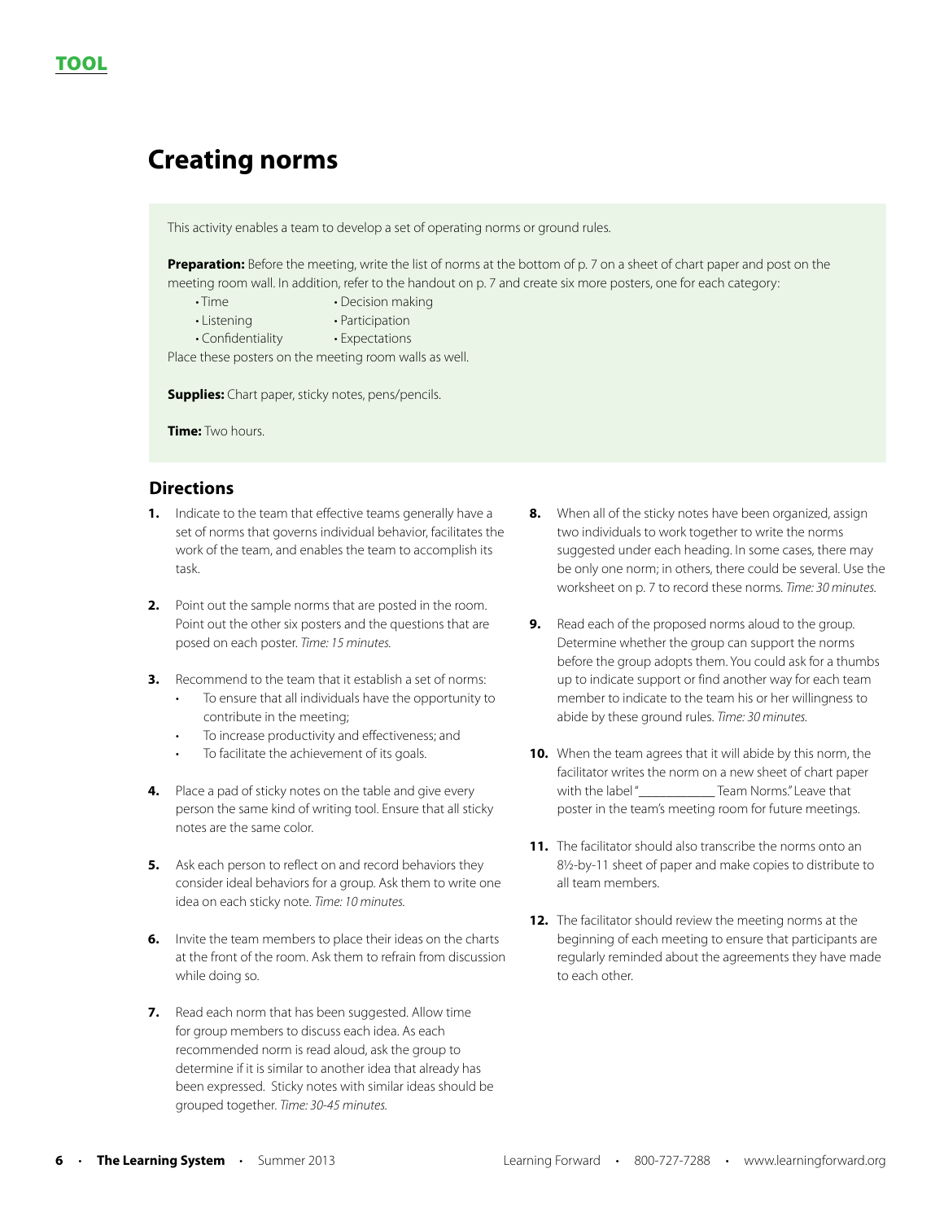TOOL

# Creating norms

This activity enables a team to develop a set of operating norms or ground rules.

**Preparation:** Before the meeting, write the list of norms at the bottom of p. 7 on a sheet of chart paper and post on the meeting room wall. In addition, refer to the handout on p. 7 and create six more posters, one for each category:

- Time
- Listening
- Confidentiality
- Decision making
- Participation
- Expectations

Place these posters on the meeting room walls as well.

**Supplies:** Chart paper, sticky notes, pens/pencils.

**Time:** Two hours.

## Directions

1. Indicate to the team that effective teams generally have a set of norms that governs individual behavior, facilitates the work of the team, and enables the team to accomplish its task.

2. Point out the sample norms that are posted in the room. Point out the other six posters and the questions that are posed on each poster. *Time: 15 minutes.*

3. Recommend to the team that it establish a set of norms:
   - To ensure that all individuals have the opportunity to contribute in the meeting;
   - To increase productivity and effectiveness; and
   - To facilitate the achievement of its goals.

4. Place a pad of sticky notes on the table and give every person the same kind of writing tool. Ensure that all sticky notes are the same color.

5. Ask each person to reflect on and record behaviors they consider ideal behaviors for a group. Ask them to write one idea on each sticky note. *Time: 10 minutes.*

6. Invite the team members to place their ideas on the charts at the front of the room. Ask them to refrain from discussion while doing so.

7. Read each norm that has been suggested. Allow time for group members to discuss each idea. As each recommended norm is read aloud, ask the group to determine if it is similar to another idea that already has been expressed. Sticky notes with similar ideas should be grouped together. *Time: 30-45 minutes.*

8. When all of the sticky notes have been organized, assign two individuals to work together to write the norms suggested under each heading. In some cases, there may be only one norm; in others, there could be several. Use the worksheet on p. 7 to record these norms. *Time: 30 minutes.*

9. Read each of the proposed norms aloud to the group. Determine whether the group can support the norms before the group adopts them. You could ask for a thumbs up to indicate support or find another way for each team member to indicate to the team his or her willingness to abide by these ground rules. *Time: 30 minutes.*

10. When the team agrees that it will abide by this norm, the facilitator writes the norm on a new sheet of chart paper with the label "____________ Team Norms." Leave that poster in the team's meeting room for future meetings.

11. The facilitator should also transcribe the norms onto an 8½-by-11 sheet of paper and make copies to distribute to all team members.

12. The facilitator should review the meeting norms at the beginning of each meeting to ensure that participants are regularly reminded about the agreements they have made to each other.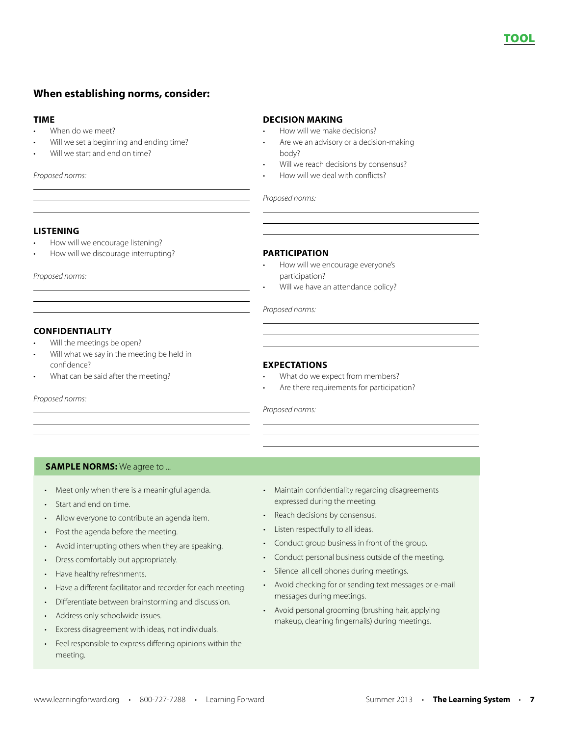TOOL

## When establishing norms, consider:

### TIME

- When do we meet?
- Will we set a beginning and ending time?
- Will we start and end on time?

*Proposed norms:*

### LISTENING

- How will we encourage listening?
- How will we discourage interrupting?

*Proposed norms:*

### CONFIDENTIALITY

- Will the meetings be open?
- Will what we say in the meeting be held in confidence?
- What can be said after the meeting?

*Proposed norms:*

### DECISION MAKING

- How will we make decisions?
- Are we an advisory or a decision-making body?
- Will we reach decisions by consensus?
- How will we deal with conflicts?

*Proposed norms:*

### PARTICIPATION

- How will we encourage everyone's participation?
- Will we have an attendance policy?

*Proposed norms:*

### EXPECTATIONS

- What do we expect from members?
- Are there requirements for participation?

*Proposed norms:*

**SAMPLE NORMS:** We agree to ...

- Meet only when there is a meaningful agenda.
- Start and end on time.
- Allow everyone to contribute an agenda item.
- Post the agenda before the meeting.
- Avoid interrupting others when they are speaking.
- Dress comfortably but appropriately.
- Have healthy refreshments.
- Have a different facilitator and recorder for each meeting.
- Differentiate between brainstorming and discussion.
- Address only schoolwide issues.
- Express disagreement with ideas, not individuals.
- Feel responsible to express differing opinions within the meeting.
- Maintain confidentiality regarding disagreements expressed during the meeting.
- Reach decisions by consensus.
- Listen respectfully to all ideas.
- Conduct group business in front of the group.
- Conduct personal business outside of the meeting.
- Silence all cell phones during meetings.
- Avoid checking for or sending text messages or e-mail messages during meetings.
- Avoid personal grooming (brushing hair, applying makeup, cleaning fingernails) during meetings.